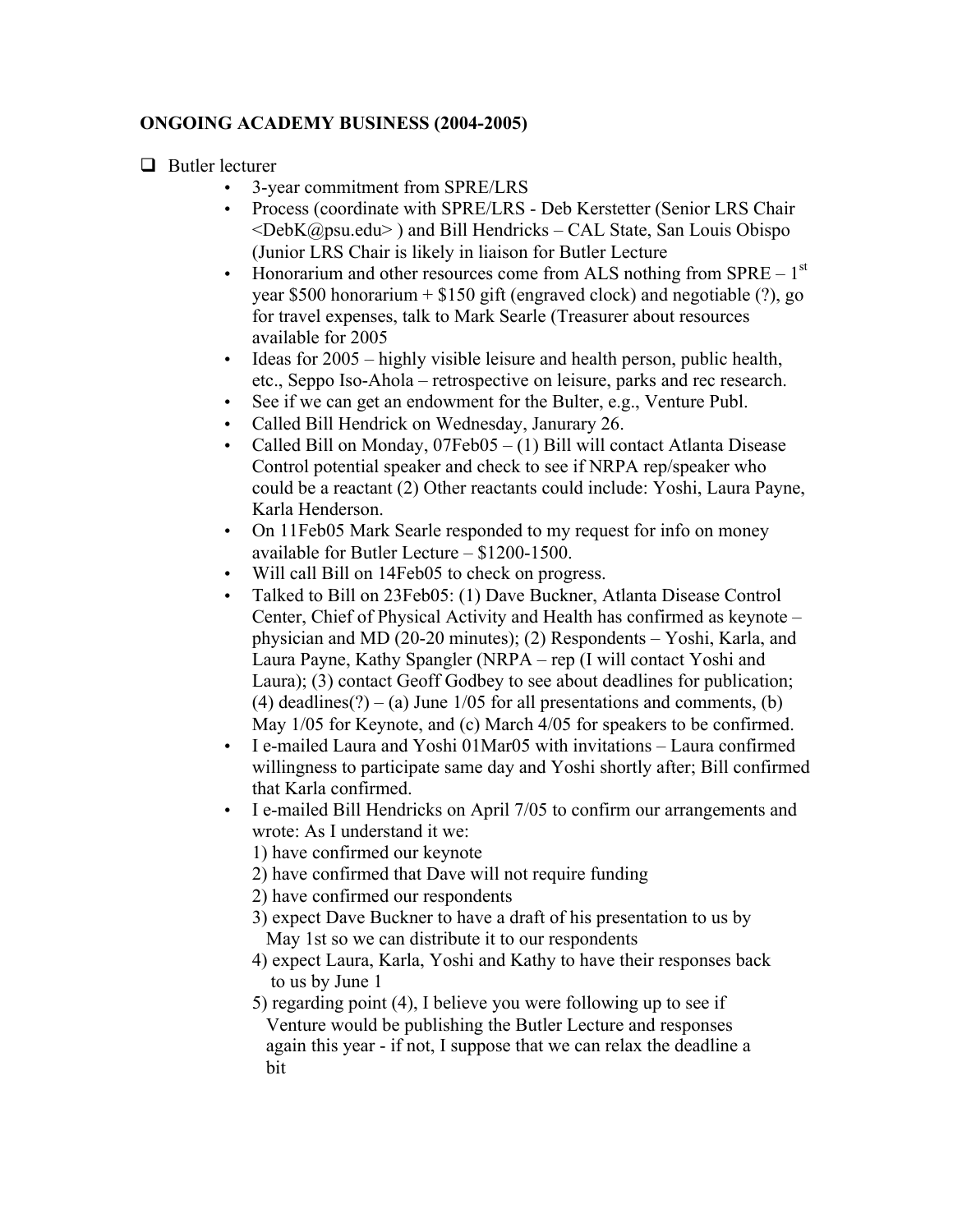**ONGOING ACADEMY BUSINESS (2004-2005)**

- Butler lecturer
  - 3-year commitment from SPRE/LRS
  - Process (coordinate with SPRE/LRS - Deb Kerstetter (Senior LRS Chair <DebK@psu.edu> ) and Bill Hendricks – CAL State, San Luis Obispo (Junior LRS Chair is likely in liaison for Butler Lecture
  - Honorarium and other resources come from ALS nothing from SPRE – 1st year $500 honorarium + $150 gift (engraved clock) and negotiable (?), go for travel expenses, talk to Mark Searle (Treasurer about resources available for 2005
  - Ideas for 2005 – highly visible leisure and health person, public health, etc., Seppo Iso-Ahola – retrospective on leisure, parks and rec research.
  - See if we can get an endowment for the Bulter, e.g., Venture Publ.
  - Called Bill Hendrick on Wednesday, Janurary 26.
  - Called Bill on Monday, 07Feb05 – (1) Bill will contact Atlanta Disease Control potential speaker and check to see if NRPA rep/speaker who could be a reactant (2) Other reactants could include: Yoshi, Laura Payne, Karla Henderson.
  - On 11Feb05 Mark Searle responded to my request for info on money available for Butler Lecture – $1200-1500.
  - Will call Bill on 14Feb05 to check on progress.
  - Talked to Bill on 23Feb05: (1) Dave Buckner, Atlanta Disease Control Center, Chief of Physical Activity and Health has confirmed as keynote – physician and MD (20-20 minutes); (2) Respondents – Yoshi, Karla, and Laura Payne, Kathy Spangler (NRPA – rep (I will contact Yoshi and Laura); (3) contact Geoff Godbey to see about deadlines for publication; (4) deadlines(?) – (a) June 1/05 for all presentations and comments, (b) May 1/05 for Keynote, and (c) March 4/05 for speakers to be confirmed.
  - I e-mailed Laura and Yoshi 01Mar05 with invitations – Laura confirmed willingness to participate same day and Yoshi shortly after; Bill confirmed that Karla confirmed.
  - I e-mailed Bill Hendricks on April 7/05 to confirm our arrangements and wrote: As I understand it we:
    1) have confirmed our keynote
    2) have confirmed that Dave will not require funding
    2) have confirmed our respondents
    3) expect Dave Buckner to have a draft of his presentation to us by May 1st so we can distribute it to our respondents
    4) expect Laura, Karla, Yoshi and Kathy to have their responses back to us by June 1
    5) regarding point (4), I believe you were following up to see if Venture would be publishing the Butler Lecture and responses again this year - if not, I suppose that we can relax the deadline a bit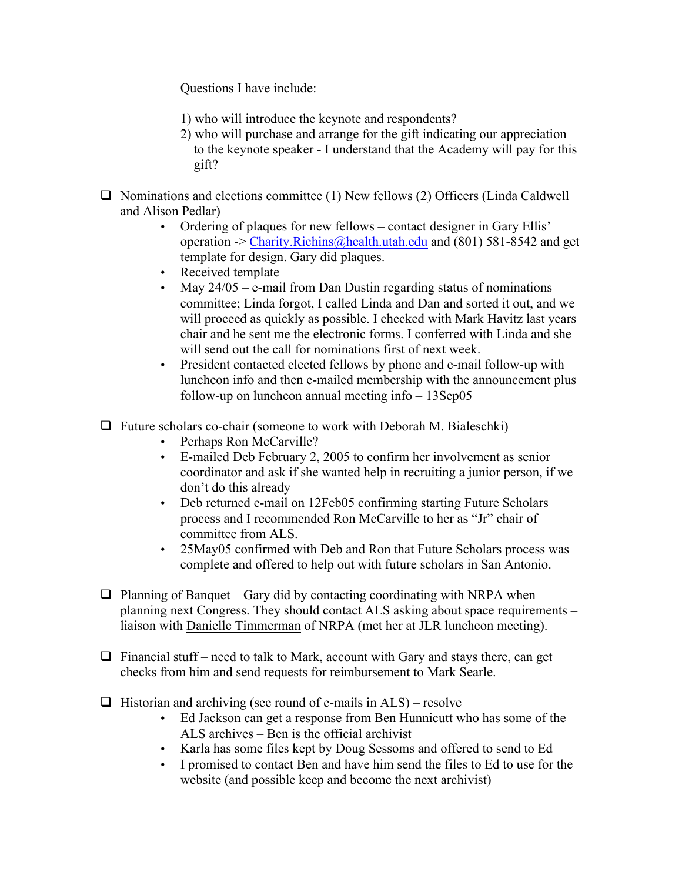Questions I have include:

1) who will introduce the keynote and respondents?
2) who will purchase and arrange for the gift indicating our appreciation to the keynote speaker - I understand that the Academy will pay for this gift?

- [ ] Nominations and elections committee (1) New fellows (2) Officers (Linda Caldwell and Alison Pedlar)
    - Ordering of plaques for new fellows – contact designer in Gary Ellis' operation -> Charity.Richins@health.utah.edu and (801) 581-8542 and get template for design. Gary did plaques.
    - Received template
    - May 24/05 – e-mail from Dan Dustin regarding status of nominations committee; Linda forgot, I called Linda and Dan and sorted it out, and we will proceed as quickly as possible. I checked with Mark Havitz last years chair and he sent me the electronic forms. I conferred with Linda and she will send out the call for nominations first of next week.
    - President contacted elected fellows by phone and e-mail follow-up with luncheon info and then e-mailed membership with the announcement plus follow-up on luncheon annual meeting info – 13Sep05

- [ ] Future scholars co-chair (someone to work with Deborah M. Bialeschki)
    - Perhaps Ron McCarville?
    - E-mailed Deb February 2, 2005 to confirm her involvement as senior coordinator and ask if she wanted help in recruiting a junior person, if we don't do this already
    - Deb returned e-mail on 12Feb05 confirming starting Future Scholars process and I recommended Ron McCarville to her as "Jr" chair of committee from ALS.
    - 25May05 confirmed with Deb and Ron that Future Scholars process was complete and offered to help out with future scholars in San Antonio.

- [ ] Planning of Banquet – Gary did by contacting coordinating with NRPA when planning next Congress. They should contact ALS asking about space requirements – liaison with Danielle Timmerman of NRPA (met her at JLR luncheon meeting).

- [ ] Financial stuff – need to talk to Mark, account with Gary and stays there, can get checks from him and send requests for reimbursement to Mark Searle.

- [ ] Historian and archiving (see round of e-mails in ALS) – resolve
    - Ed Jackson can get a response from Ben Hunnicutt who has some of the ALS archives – Ben is the official archivist
    - Karla has some files kept by Doug Sessoms and offered to send to Ed
    - I promised to contact Ben and have him send the files to Ed to use for the website (and possible keep and become the next archivist)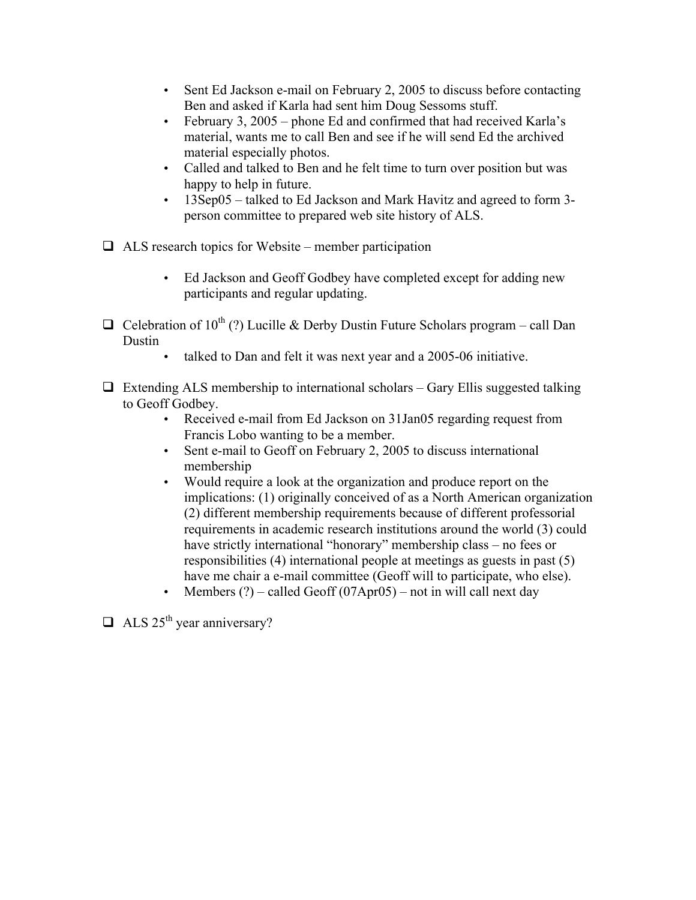- Sent Ed Jackson e-mail on February 2, 2005 to discuss before contacting Ben and asked if Karla had sent him Doug Sessoms stuff.
- February 3, 2005 – phone Ed and confirmed that had received Karla's material, wants me to call Ben and see if he will send Ed the archived material especially photos.
- Called and talked to Ben and he felt time to turn over position but was happy to help in future.
- 13Sep05 – talked to Ed Jackson and Mark Havitz and agreed to form 3-person committee to prepared web site history of ALS.

- [ ] ALS research topics for Website – member participation
    - Ed Jackson and Geoff Godbey have completed except for adding new participants and regular updating.

- [ ] Celebration of 10th (?) Lucille & Derby Dustin Future Scholars program – call Dan Dustin
    - talked to Dan and felt it was next year and a 2005-06 initiative.

- [ ] Extending ALS membership to international scholars – Gary Ellis suggested talking to Geoff Godbey.
    - Received e-mail from Ed Jackson on 31Jan05 regarding request from Francis Lobo wanting to be a member.
    - Sent e-mail to Geoff on February 2, 2005 to discuss international membership
    - Would require a look at the organization and produce report on the implications: (1) originally conceived of as a North American organization (2) different membership requirements because of different professorial requirements in academic research institutions around the world (3) could have strictly international "honorary" membership class – no fees or responsibilities (4) international people at meetings as guests in past (5) have me chair a e-mail committee (Geoff will to participate, who else).
    - Members (?) – called Geoff (07Apr05) – not in will call next day

- [ ] ALS 25th year anniversary?